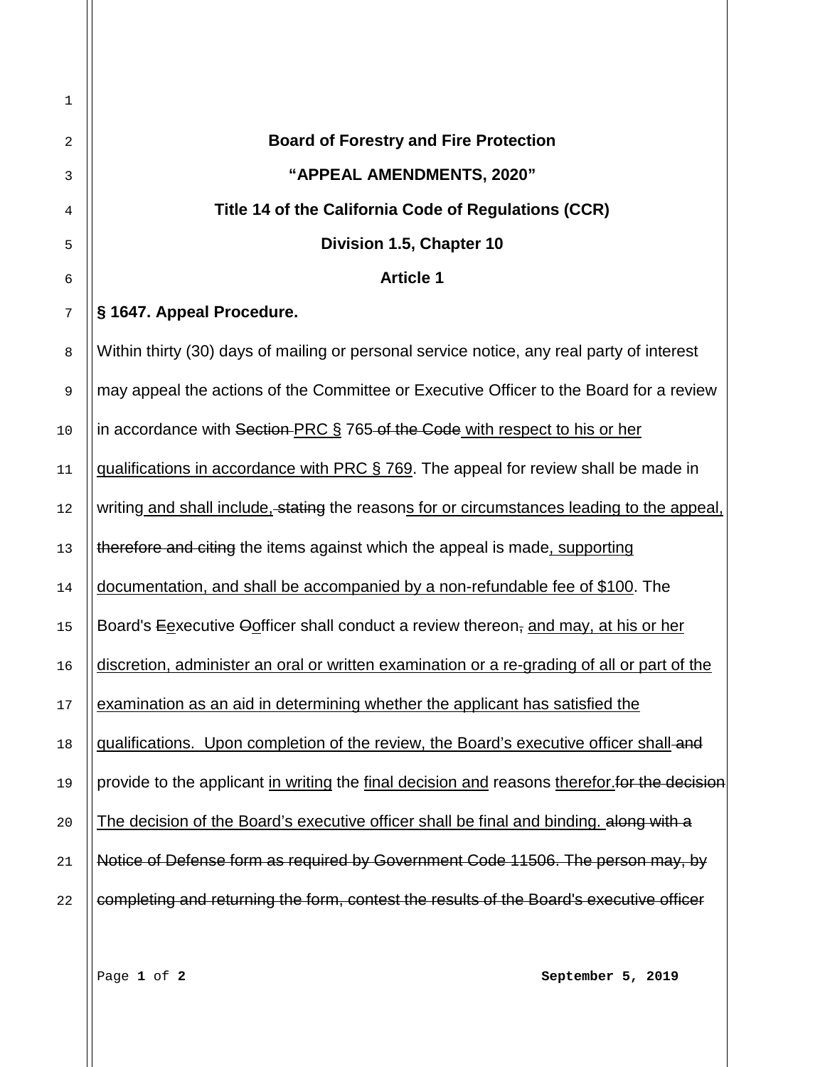**Board of Forestry and Fire Protection**

**"APPEAL AMENDMENTS, 2020"**

**Title 14 of the California Code of Regulations (CCR)**

**Division 1.5, Chapter 10**

**Article 1**

**§ 1647. Appeal Procedure.**

Within thirty (30) days of mailing or personal service notice, any real party of interest may appeal the actions of the Committee or Executive Officer to the Board for a review in accordance with ~~Section~~ <u>PRC §</u> 765~~ of the Code~~<u> with respect to his or her qualifications in accordance with PRC § 769</u>. The appeal for review shall be made in writing<u> and shall include,</u>~~ stating~~ the reason<u>s for or circumstances leading to the appeal,</u> ~~therefore and citing~~ the items against which the appeal is made<u>, supporting documentation, and shall be accompanied by a non-refundable fee of $100</u>. The Board's ~~E~~<u>e</u>xecutive ~~O~~<u>o</u>fficer shall conduct a review thereon~~,~~ <u>and may, at his or her discretion, administer an oral or written examination or a re-grading of all or part of the examination as an aid in determining whether the applicant has satisfied the qualifications. Upon completion of the review, the Board's executive officer shall</u>~~ and~~ provide to the applicant <u>in writing</u> the <u>final decision and</u> reasons <u>therefor.</u>~~for the decision~~ <u>The decision of the Board's executive officer shall be final and binding.</u> ~~along with a Notice of Defense form as required by Government Code 11506. The person may, by completing and returning the form, contest the results of the Board's executive officer~~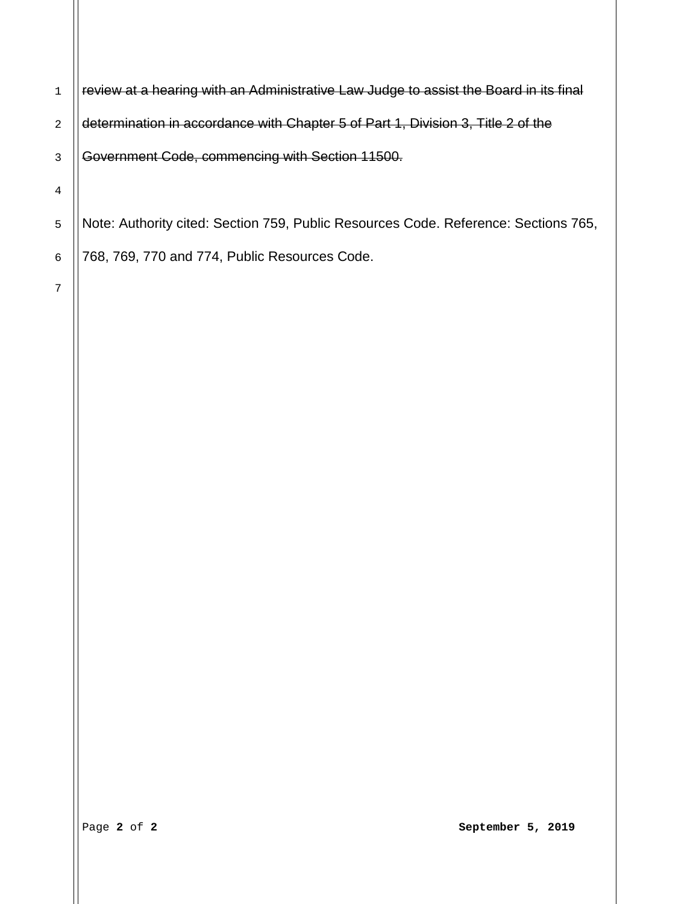~~review at a hearing with an Administrative Law Judge to assist the Board in its final determination in accordance with Chapter 5 of Part 1, Division 3, Title 2 of the Government Code, commencing with Section 11500.~~

Note: Authority cited: Section 759, Public Resources Code. Reference: Sections 765, 768, 769, 770 and 774, Public Resources Code.